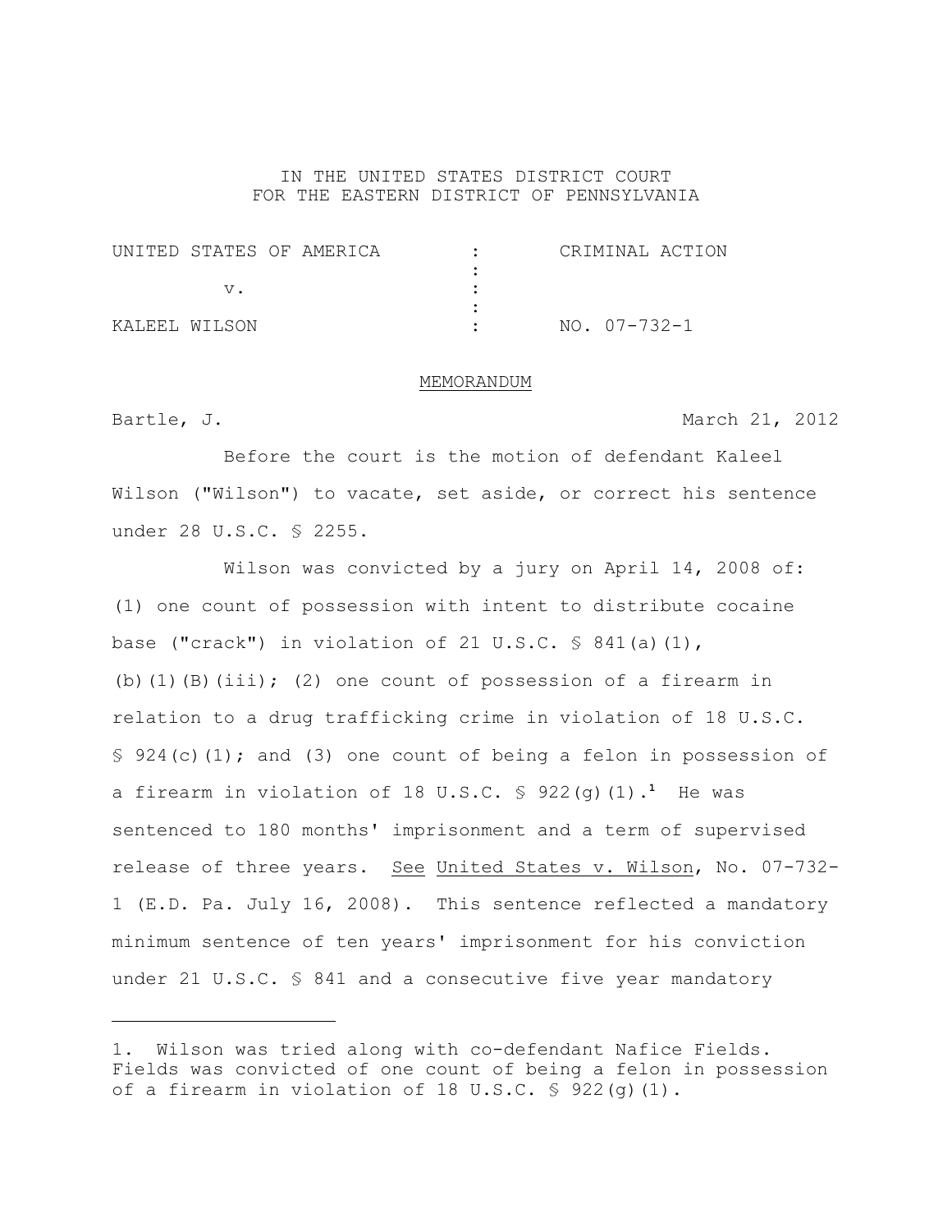IN THE UNITED STATES DISTRICT COURT
FOR THE EASTERN DISTRICT OF PENNSYLVANIA

| | | |
|---|---|---|
| UNITED STATES OF AMERICA | : | CRIMINAL ACTION |
| | : | |
| v. | : | |
| | : | |
| KALEEL WILSON | : | NO. 07-732-1 |

MEMORANDUM

Bartle, J. March 21, 2012

Before the court is the motion of defendant Kaleel Wilson ("Wilson") to vacate, set aside, or correct his sentence under 28 U.S.C. § 2255.

Wilson was convicted by a jury on April 14, 2008 of: (1) one count of possession with intent to distribute cocaine base ("crack") in violation of 21 U.S.C. § 841(a)(1), (b)(1)(B)(iii); (2) one count of possession of a firearm in relation to a drug trafficking crime in violation of 18 U.S.C. § 924(c)(1); and (3) one count of being a felon in possession of a firearm in violation of 18 U.S.C. § 922(g)(1).[1] He was sentenced to 180 months' imprisonment and a term of supervised release of three years. See United States v. Wilson, No. 07-732-1 (E.D. Pa. July 16, 2008). This sentence reflected a mandatory minimum sentence of ten years' imprisonment for his conviction under 21 U.S.C. § 841 and a consecutive five year mandatory

---

1. Wilson was tried along with co-defendant Nafice Fields. Fields was convicted of one count of being a felon in possession of a firearm in violation of 18 U.S.C. § 922(g)(1).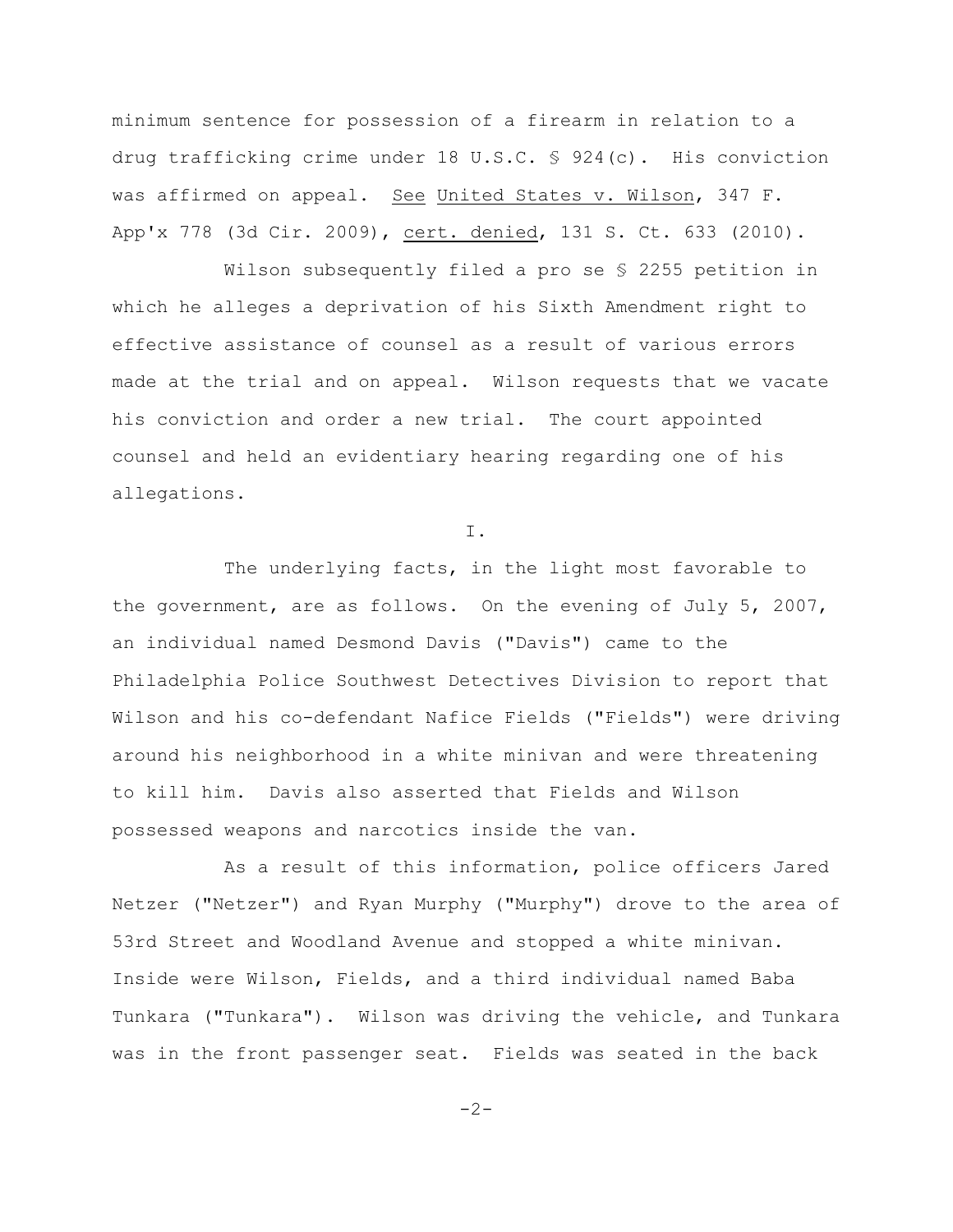minimum sentence for possession of a firearm in relation to a drug trafficking crime under 18 U.S.C. § 924(c). His conviction was affirmed on appeal. See United States v. Wilson, 347 F. App'x 778 (3d Cir. 2009), cert. denied, 131 S. Ct. 633 (2010).

Wilson subsequently filed a pro se § 2255 petition in which he alleges a deprivation of his Sixth Amendment right to effective assistance of counsel as a result of various errors made at the trial and on appeal. Wilson requests that we vacate his conviction and order a new trial. The court appointed counsel and held an evidentiary hearing regarding one of his allegations.

I.

The underlying facts, in the light most favorable to the government, are as follows. On the evening of July 5, 2007, an individual named Desmond Davis ("Davis") came to the Philadelphia Police Southwest Detectives Division to report that Wilson and his co-defendant Nafice Fields ("Fields") were driving around his neighborhood in a white minivan and were threatening to kill him. Davis also asserted that Fields and Wilson possessed weapons and narcotics inside the van.

As a result of this information, police officers Jared Netzer ("Netzer") and Ryan Murphy ("Murphy") drove to the area of 53rd Street and Woodland Avenue and stopped a white minivan. Inside were Wilson, Fields, and a third individual named Baba Tunkara ("Tunkara"). Wilson was driving the vehicle, and Tunkara was in the front passenger seat. Fields was seated in the back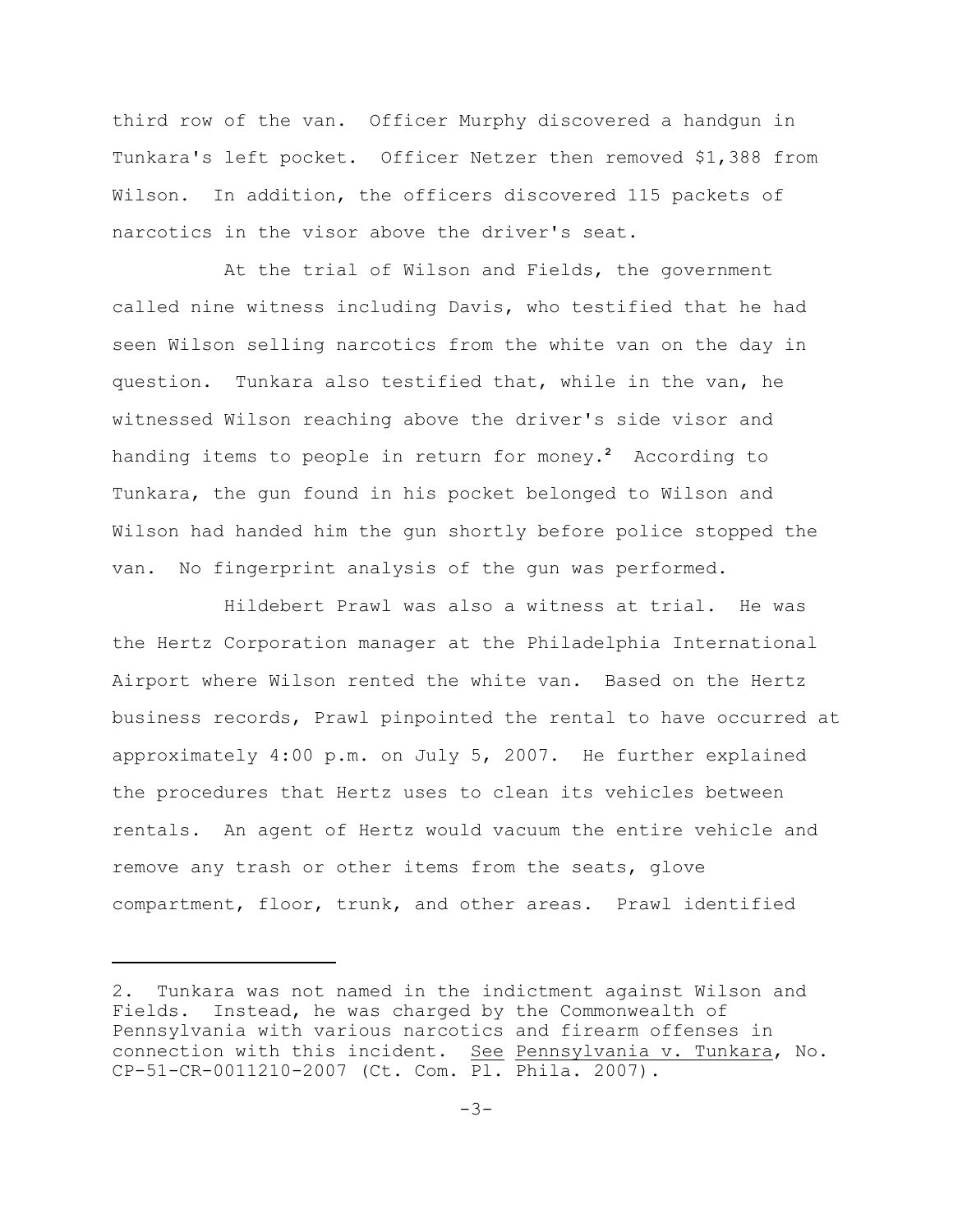third row of the van. Officer Murphy discovered a handgun in Tunkara's left pocket. Officer Netzer then removed $1,388 from Wilson. In addition, the officers discovered 115 packets of narcotics in the visor above the driver's seat.

At the trial of Wilson and Fields, the government called nine witness including Davis, who testified that he had seen Wilson selling narcotics from the white van on the day in question. Tunkara also testified that, while in the van, he witnessed Wilson reaching above the driver's side visor and handing items to people in return for money.[2] According to Tunkara, the gun found in his pocket belonged to Wilson and Wilson had handed him the gun shortly before police stopped the van. No fingerprint analysis of the gun was performed.

Hildebert Prawl was also a witness at trial. He was the Hertz Corporation manager at the Philadelphia International Airport where Wilson rented the white van. Based on the Hertz business records, Prawl pinpointed the rental to have occurred at approximately 4:00 p.m. on July 5, 2007. He further explained the procedures that Hertz uses to clean its vehicles between rentals. An agent of Hertz would vacuum the entire vehicle and remove any trash or other items from the seats, glove compartment, floor, trunk, and other areas. Prawl identified

---

2. Tunkara was not named in the indictment against Wilson and Fields. Instead, he was charged by the Commonwealth of Pennsylvania with various narcotics and firearm offenses in connection with this incident. See Pennsylvania v. Tunkara, No. CP-51-CR-0011210-2007 (Ct. Com. Pl. Phila. 2007).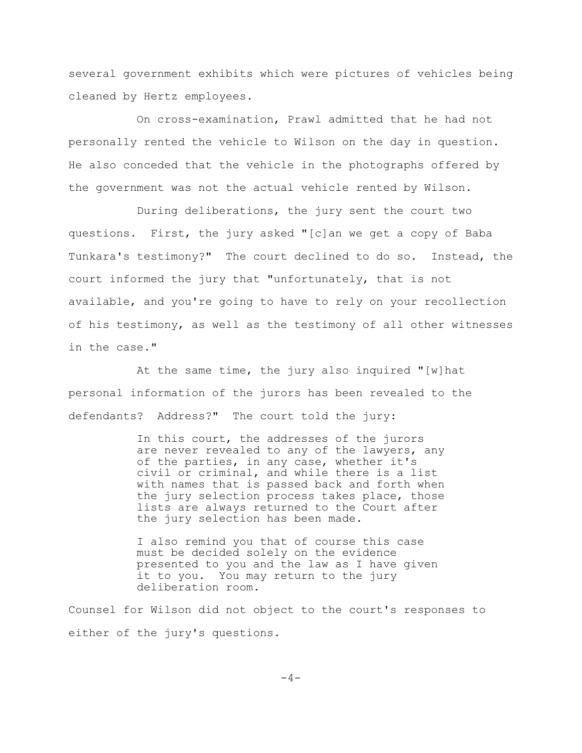several government exhibits which were pictures of vehicles being cleaned by Hertz employees.

On cross-examination, Prawl admitted that he had not personally rented the vehicle to Wilson on the day in question. He also conceded that the vehicle in the photographs offered by the government was not the actual vehicle rented by Wilson.

During deliberations, the jury sent the court two questions. First, the jury asked "[c]an we get a copy of Baba Tunkara's testimony?" The court declined to do so. Instead, the court informed the jury that "unfortunately, that is not available, and you're going to have to rely on your recollection of his testimony, as well as the testimony of all other witnesses in the case."

At the same time, the jury also inquired "[w]hat personal information of the jurors has been revealed to the defendants? Address?" The court told the jury:

> In this court, the addresses of the jurors are never revealed to any of the lawyers, any of the parties, in any case, whether it's civil or criminal, and while there is a list with names that is passed back and forth when the jury selection process takes place, those lists are always returned to the Court after the jury selection has been made.
>
> I also remind you that of course this case must be decided solely on the evidence presented to you and the law as I have given it to you. You may return to the jury deliberation room.

Counsel for Wilson did not object to the court's responses to either of the jury's questions.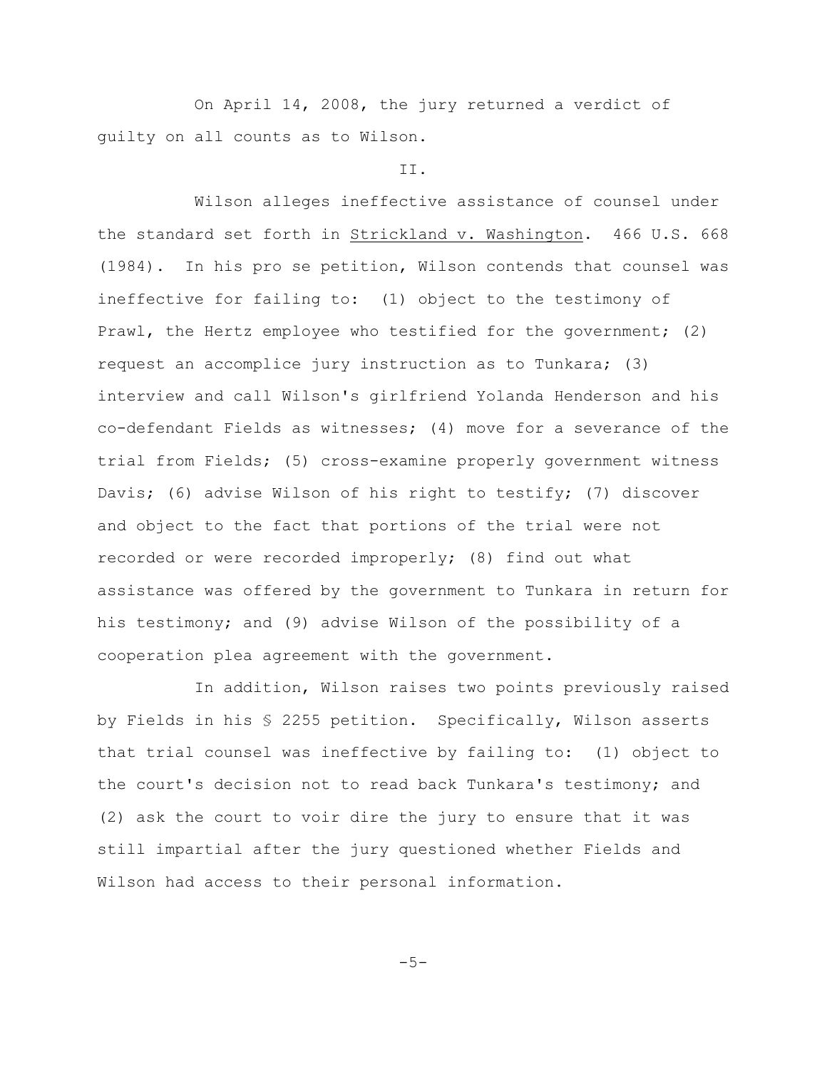On April 14, 2008, the jury returned a verdict of guilty on all counts as to Wilson.

II.

Wilson alleges ineffective assistance of counsel under the standard set forth in Strickland v. Washington. 466 U.S. 668 (1984). In his pro se petition, Wilson contends that counsel was ineffective for failing to: (1) object to the testimony of Prawl, the Hertz employee who testified for the government; (2) request an accomplice jury instruction as to Tunkara; (3) interview and call Wilson's girlfriend Yolanda Henderson and his co-defendant Fields as witnesses; (4) move for a severance of the trial from Fields; (5) cross-examine properly government witness Davis; (6) advise Wilson of his right to testify; (7) discover and object to the fact that portions of the trial were not recorded or were recorded improperly; (8) find out what assistance was offered by the government to Tunkara in return for his testimony; and (9) advise Wilson of the possibility of a cooperation plea agreement with the government.

In addition, Wilson raises two points previously raised by Fields in his § 2255 petition. Specifically, Wilson asserts that trial counsel was ineffective by failing to: (1) object to the court's decision not to read back Tunkara's testimony; and (2) ask the court to voir dire the jury to ensure that it was still impartial after the jury questioned whether Fields and Wilson had access to their personal information.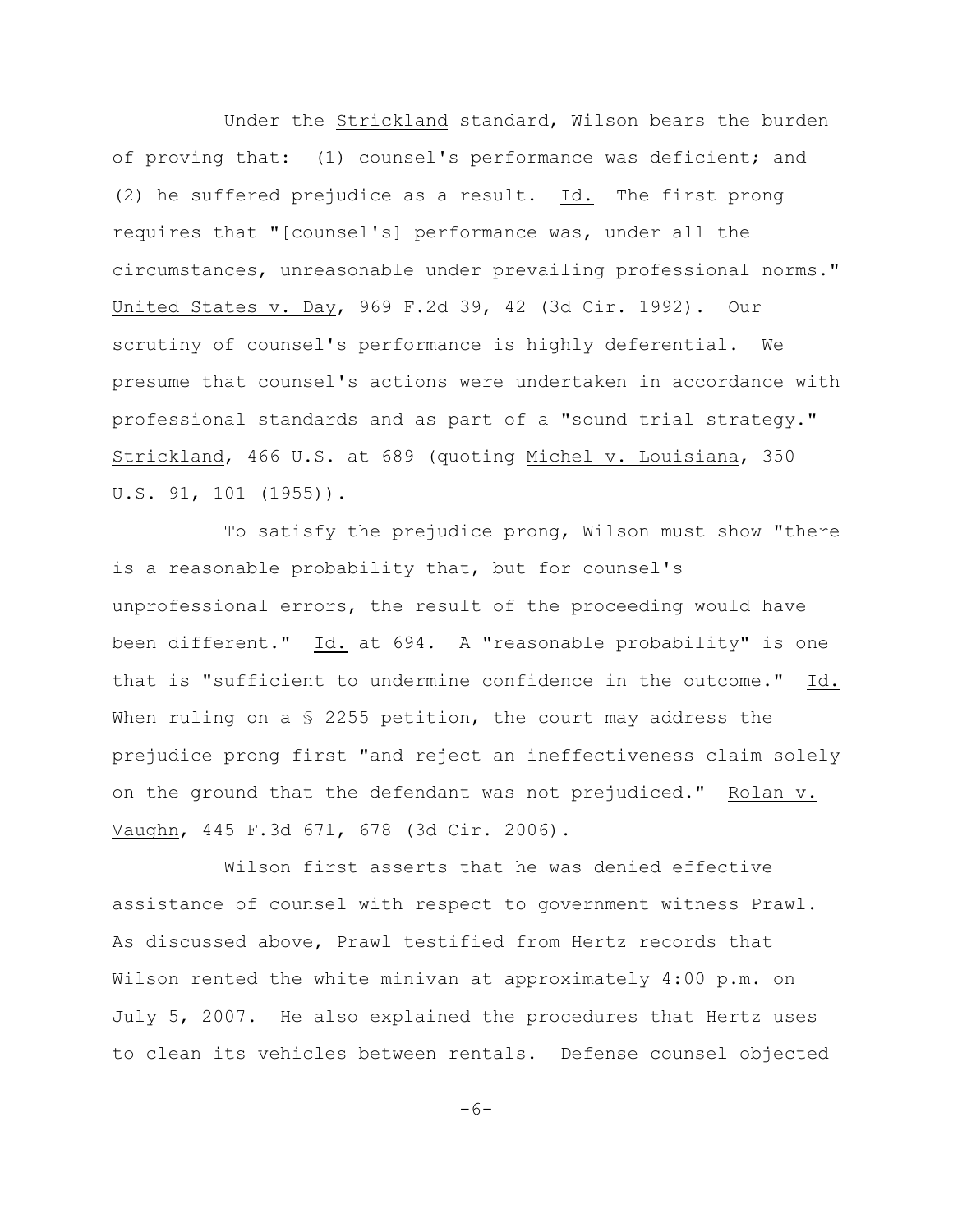Under the Strickland standard, Wilson bears the burden of proving that: (1) counsel's performance was deficient; and (2) he suffered prejudice as a result. Id. The first prong requires that "[counsel's] performance was, under all the circumstances, unreasonable under prevailing professional norms." United States v. Day, 969 F.2d 39, 42 (3d Cir. 1992). Our scrutiny of counsel's performance is highly deferential. We presume that counsel's actions were undertaken in accordance with professional standards and as part of a "sound trial strategy." Strickland, 466 U.S. at 689 (quoting Michel v. Louisiana, 350 U.S. 91, 101 (1955)).

To satisfy the prejudice prong, Wilson must show "there is a reasonable probability that, but for counsel's unprofessional errors, the result of the proceeding would have been different." Id. at 694. A "reasonable probability" is one that is "sufficient to undermine confidence in the outcome." Id. When ruling on a § 2255 petition, the court may address the prejudice prong first "and reject an ineffectiveness claim solely on the ground that the defendant was not prejudiced." Rolan v. Vaughn, 445 F.3d 671, 678 (3d Cir. 2006).

Wilson first asserts that he was denied effective assistance of counsel with respect to government witness Prawl. As discussed above, Prawl testified from Hertz records that Wilson rented the white minivan at approximately 4:00 p.m. on July 5, 2007. He also explained the procedures that Hertz uses to clean its vehicles between rentals. Defense counsel objected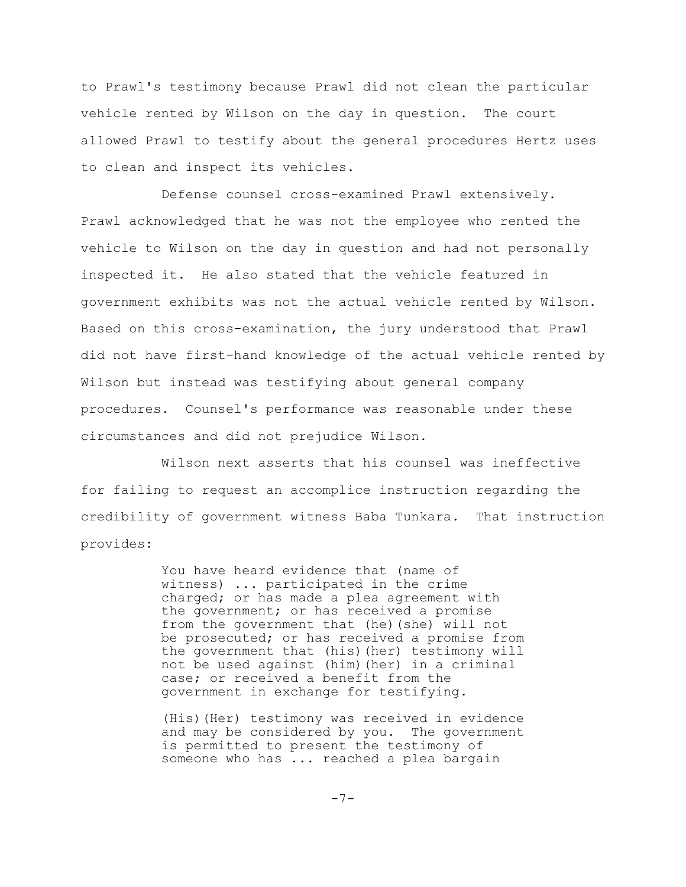to Prawl's testimony because Prawl did not clean the particular vehicle rented by Wilson on the day in question. The court allowed Prawl to testify about the general procedures Hertz uses to clean and inspect its vehicles.

Defense counsel cross-examined Prawl extensively. Prawl acknowledged that he was not the employee who rented the vehicle to Wilson on the day in question and had not personally inspected it. He also stated that the vehicle featured in government exhibits was not the actual vehicle rented by Wilson. Based on this cross-examination, the jury understood that Prawl did not have first-hand knowledge of the actual vehicle rented by Wilson but instead was testifying about general company procedures. Counsel's performance was reasonable under these circumstances and did not prejudice Wilson.

Wilson next asserts that his counsel was ineffective for failing to request an accomplice instruction regarding the credibility of government witness Baba Tunkara. That instruction provides:

> You have heard evidence that (name of witness) ... participated in the crime charged; or has made a plea agreement with the government; or has received a promise from the government that (he)(she) will not be prosecuted; or has received a promise from the government that (his)(her) testimony will not be used against (him)(her) in a criminal case; or received a benefit from the government in exchange for testifying.
>
> (His)(Her) testimony was received in evidence and may be considered by you. The government is permitted to present the testimony of someone who has ... reached a plea bargain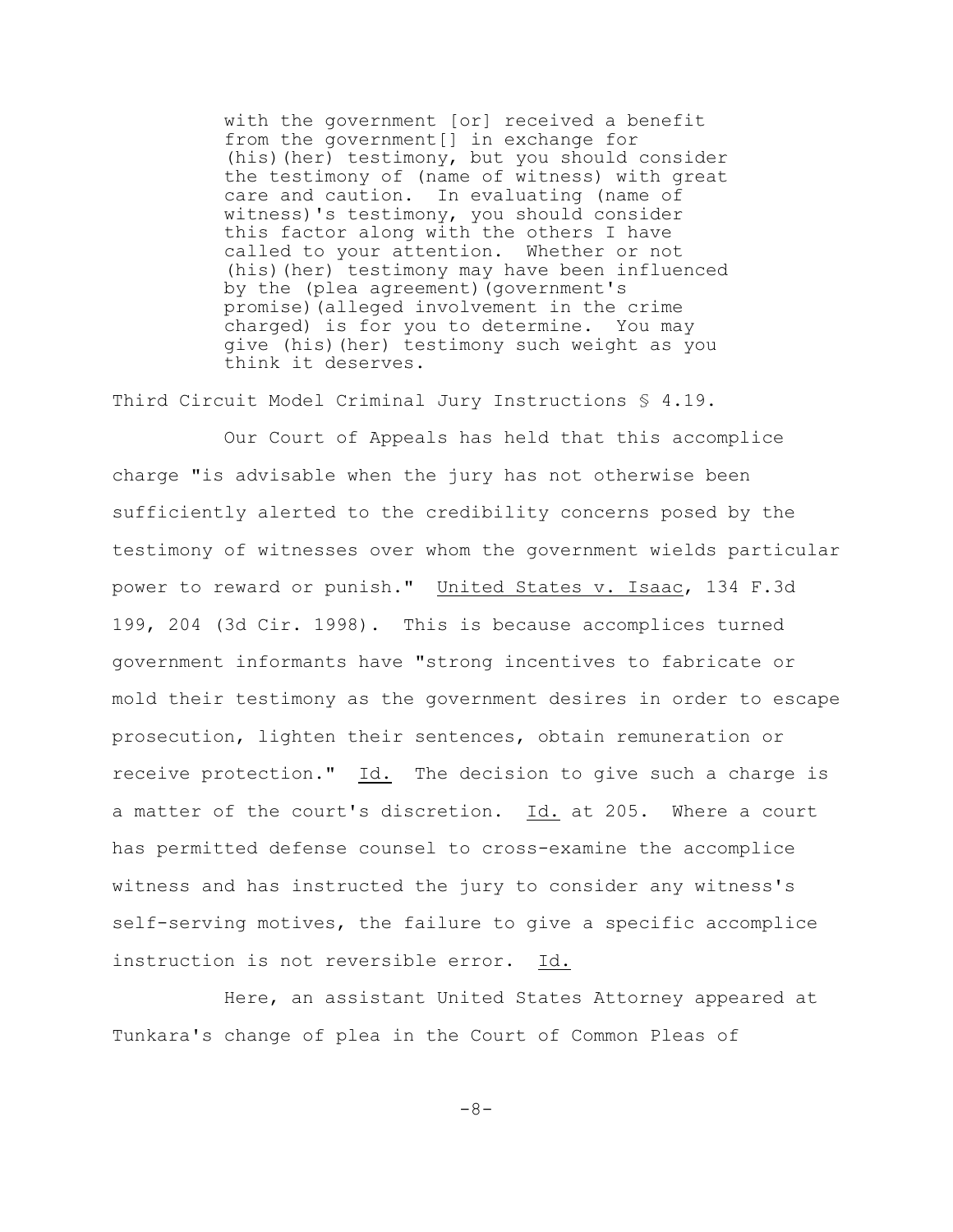> with the government [or] received a benefit from the government[] in exchange for (his)(her) testimony, but you should consider the testimony of (name of witness) with great care and caution. In evaluating (name of witness)'s testimony, you should consider this factor along with the others I have called to your attention. Whether or not (his)(her) testimony may have been influenced by the (plea agreement)(government's promise)(alleged involvement in the crime charged) is for you to determine. You may give (his)(her) testimony such weight as you think it deserves.

Third Circuit Model Criminal Jury Instructions § 4.19.

Our Court of Appeals has held that this accomplice charge "is advisable when the jury has not otherwise been sufficiently alerted to the credibility concerns posed by the testimony of witnesses over whom the government wields particular power to reward or punish." United States v. Isaac, 134 F.3d 199, 204 (3d Cir. 1998). This is because accomplices turned government informants have "strong incentives to fabricate or mold their testimony as the government desires in order to escape prosecution, lighten their sentences, obtain remuneration or receive protection." Id. The decision to give such a charge is a matter of the court's discretion. Id. at 205. Where a court has permitted defense counsel to cross-examine the accomplice witness and has instructed the jury to consider any witness's self-serving motives, the failure to give a specific accomplice instruction is not reversible error. Id.

Here, an assistant United States Attorney appeared at Tunkara's change of plea in the Court of Common Pleas of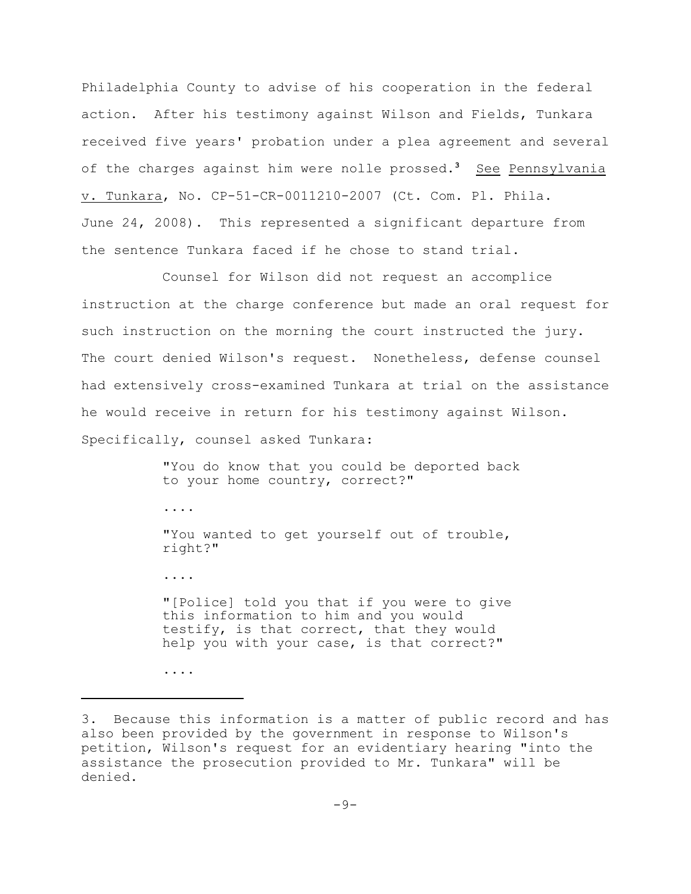Philadelphia County to advise of his cooperation in the federal action. After his testimony against Wilson and Fields, Tunkara received five years' probation under a plea agreement and several of the charges against him were nolle prossed.[3] See Pennsylvania v. Tunkara, No. CP-51-CR-0011210-2007 (Ct. Com. Pl. Phila. June 24, 2008). This represented a significant departure from the sentence Tunkara faced if he chose to stand trial.

Counsel for Wilson did not request an accomplice instruction at the charge conference but made an oral request for such instruction on the morning the court instructed the jury. The court denied Wilson's request. Nonetheless, defense counsel had extensively cross-examined Tunkara at trial on the assistance he would receive in return for his testimony against Wilson. Specifically, counsel asked Tunkara:

> "You do know that you could be deported back to your home country, correct?"
>
> ....
>
> "You wanted to get yourself out of trouble, right?"
>
> ....
>
> "[Police] told you that if you were to give this information to him and you would testify, is that correct, that they would help you with your case, is that correct?"
>
> ....

---

3. Because this information is a matter of public record and has also been provided by the government in response to Wilson's petition, Wilson's request for an evidentiary hearing "into the assistance the prosecution provided to Mr. Tunkara" will be denied.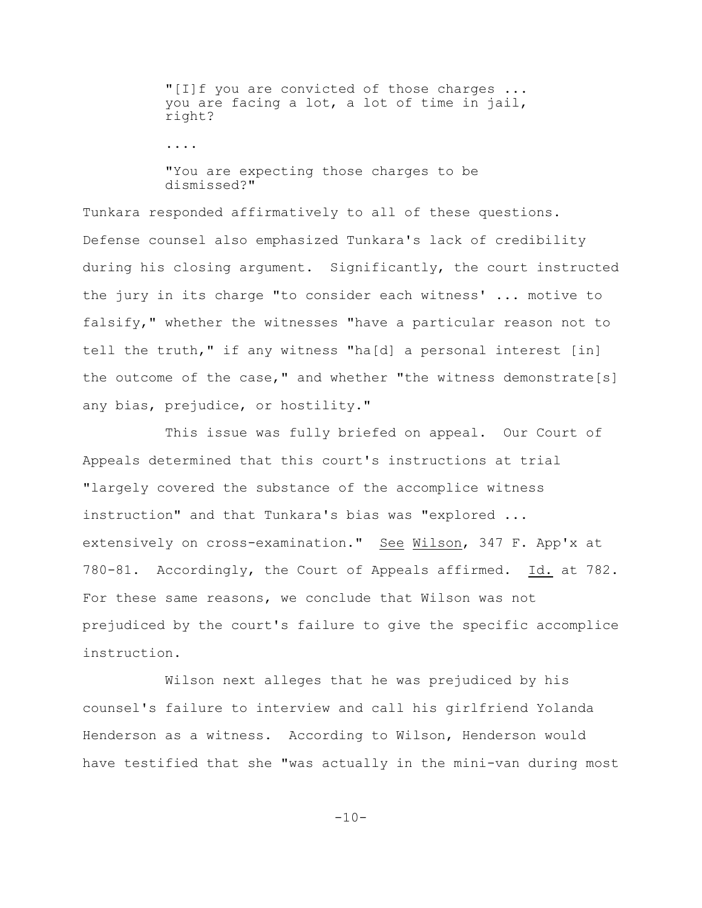> "[I]f you are convicted of those charges ... you are facing a lot, a lot of time in jail, right?
>
> ....
>
> "You are expecting those charges to be dismissed?"

Tunkara responded affirmatively to all of these questions. Defense counsel also emphasized Tunkara's lack of credibility during his closing argument. Significantly, the court instructed the jury in its charge "to consider each witness' ... motive to falsify," whether the witnesses "have a particular reason not to tell the truth," if any witness "ha[d] a personal interest [in] the outcome of the case," and whether "the witness demonstrate[s] any bias, prejudice, or hostility."

This issue was fully briefed on appeal. Our Court of Appeals determined that this court's instructions at trial "largely covered the substance of the accomplice witness instruction" and that Tunkara's bias was "explored ... extensively on cross-examination." See Wilson, 347 F. App'x at 780-81. Accordingly, the Court of Appeals affirmed. Id. at 782. For these same reasons, we conclude that Wilson was not prejudiced by the court's failure to give the specific accomplice instruction.

Wilson next alleges that he was prejudiced by his counsel's failure to interview and call his girlfriend Yolanda Henderson as a witness. According to Wilson, Henderson would have testified that she "was actually in the mini-van during most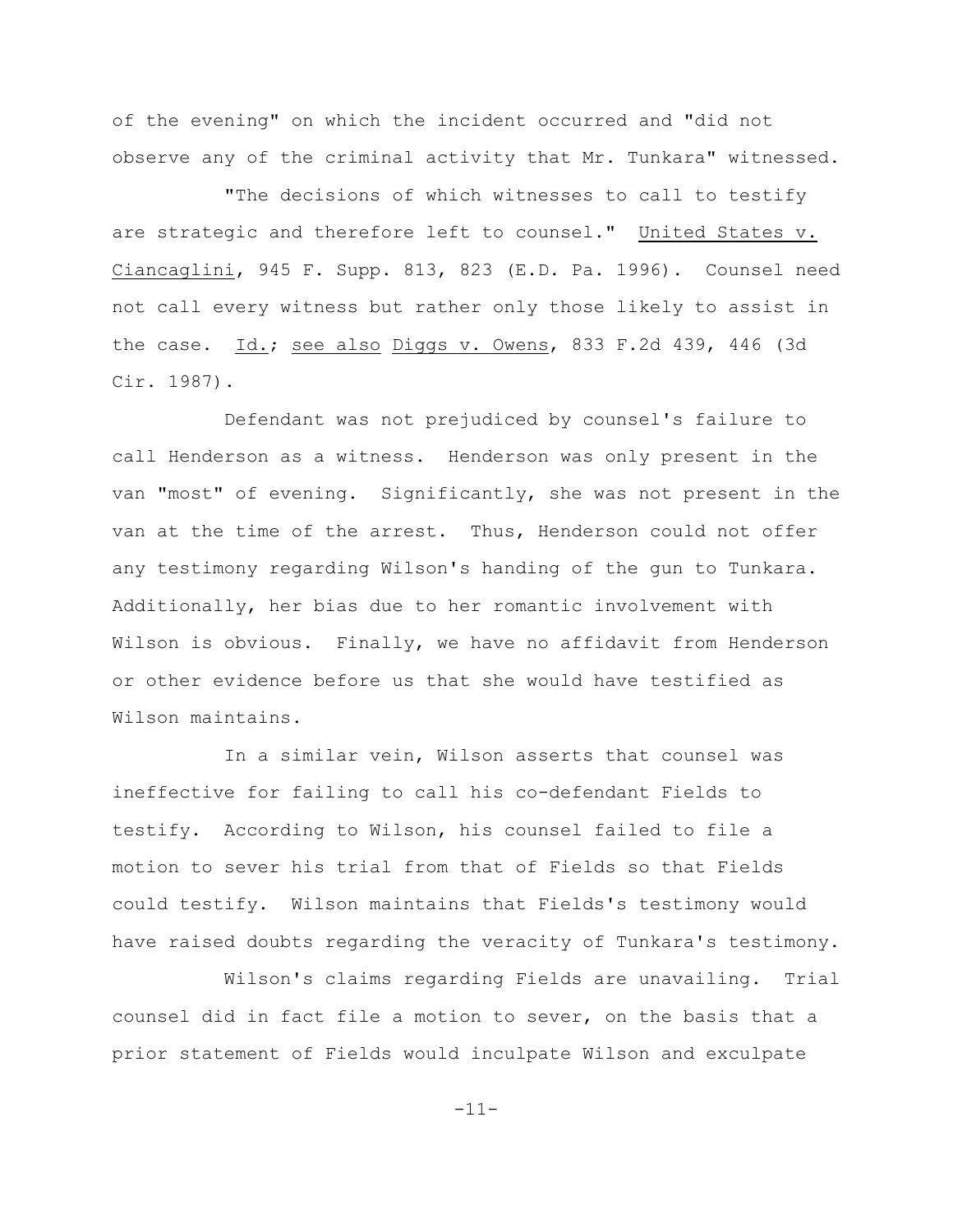of the evening" on which the incident occurred and "did not observe any of the criminal activity that Mr. Tunkara" witnessed.

"The decisions of which witnesses to call to testify are strategic and therefore left to counsel." United States v. Ciancaglini, 945 F. Supp. 813, 823 (E.D. Pa. 1996). Counsel need not call every witness but rather only those likely to assist in the case. Id.; see also Diggs v. Owens, 833 F.2d 439, 446 (3d Cir. 1987).

Defendant was not prejudiced by counsel's failure to call Henderson as a witness. Henderson was only present in the van "most" of evening. Significantly, she was not present in the van at the time of the arrest. Thus, Henderson could not offer any testimony regarding Wilson's handing of the gun to Tunkara. Additionally, her bias due to her romantic involvement with Wilson is obvious. Finally, we have no affidavit from Henderson or other evidence before us that she would have testified as Wilson maintains.

In a similar vein, Wilson asserts that counsel was ineffective for failing to call his co-defendant Fields to testify. According to Wilson, his counsel failed to file a motion to sever his trial from that of Fields so that Fields could testify. Wilson maintains that Fields's testimony would have raised doubts regarding the veracity of Tunkara's testimony.

Wilson's claims regarding Fields are unavailing. Trial counsel did in fact file a motion to sever, on the basis that a prior statement of Fields would inculpate Wilson and exculpate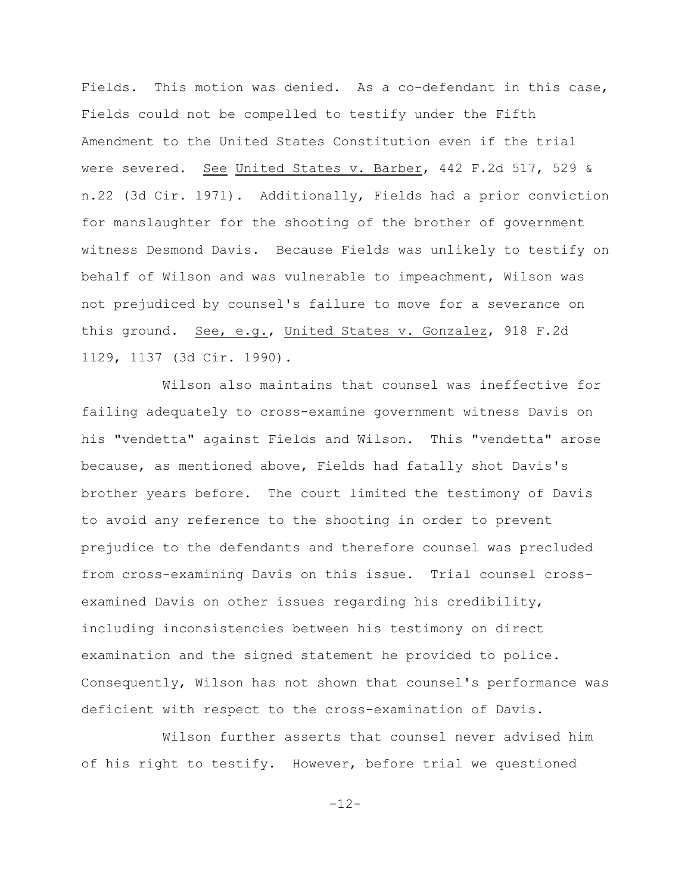Fields. This motion was denied. As a co-defendant in this case, Fields could not be compelled to testify under the Fifth Amendment to the United States Constitution even if the trial were severed. See United States v. Barber, 442 F.2d 517, 529 & n.22 (3d Cir. 1971). Additionally, Fields had a prior conviction for manslaughter for the shooting of the brother of government witness Desmond Davis. Because Fields was unlikely to testify on behalf of Wilson and was vulnerable to impeachment, Wilson was not prejudiced by counsel's failure to move for a severance on this ground. See, e.g., United States v. Gonzalez, 918 F.2d 1129, 1137 (3d Cir. 1990).

Wilson also maintains that counsel was ineffective for failing adequately to cross-examine government witness Davis on his "vendetta" against Fields and Wilson. This "vendetta" arose because, as mentioned above, Fields had fatally shot Davis's brother years before. The court limited the testimony of Davis to avoid any reference to the shooting in order to prevent prejudice to the defendants and therefore counsel was precluded from cross-examining Davis on this issue. Trial counsel cross-examined Davis on other issues regarding his credibility, including inconsistencies between his testimony on direct examination and the signed statement he provided to police. Consequently, Wilson has not shown that counsel's performance was deficient with respect to the cross-examination of Davis.

Wilson further asserts that counsel never advised him of his right to testify. However, before trial we questioned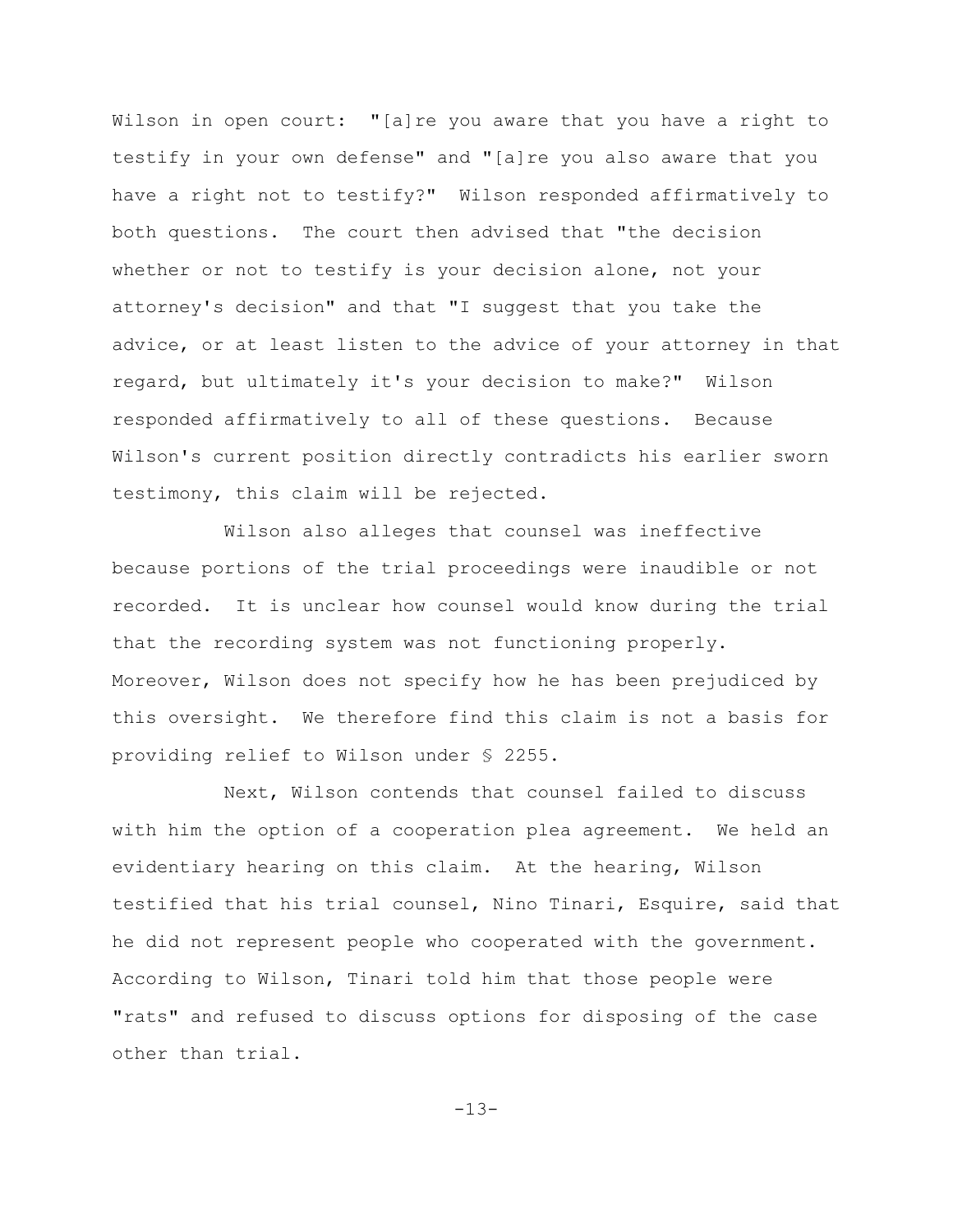Wilson in open court: "[a]re you aware that you have a right to testify in your own defense" and "[a]re you also aware that you have a right not to testify?" Wilson responded affirmatively to both questions. The court then advised that "the decision whether or not to testify is your decision alone, not your attorney's decision" and that "I suggest that you take the advice, or at least listen to the advice of your attorney in that regard, but ultimately it's your decision to make?" Wilson responded affirmatively to all of these questions. Because Wilson's current position directly contradicts his earlier sworn testimony, this claim will be rejected.

Wilson also alleges that counsel was ineffective because portions of the trial proceedings were inaudible or not recorded. It is unclear how counsel would know during the trial that the recording system was not functioning properly. Moreover, Wilson does not specify how he has been prejudiced by this oversight. We therefore find this claim is not a basis for providing relief to Wilson under § 2255.

Next, Wilson contends that counsel failed to discuss with him the option of a cooperation plea agreement. We held an evidentiary hearing on this claim. At the hearing, Wilson testified that his trial counsel, Nino Tinari, Esquire, said that he did not represent people who cooperated with the government. According to Wilson, Tinari told him that those people were "rats" and refused to discuss options for disposing of the case other than trial.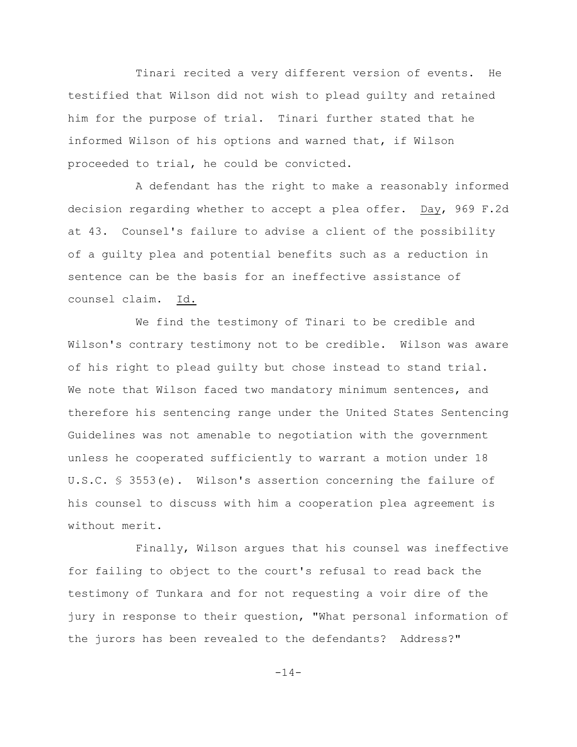Tinari recited a very different version of events. He testified that Wilson did not wish to plead guilty and retained him for the purpose of trial. Tinari further stated that he informed Wilson of his options and warned that, if Wilson proceeded to trial, he could be convicted.

A defendant has the right to make a reasonably informed decision regarding whether to accept a plea offer. Day, 969 F.2d at 43. Counsel's failure to advise a client of the possibility of a guilty plea and potential benefits such as a reduction in sentence can be the basis for an ineffective assistance of counsel claim. Id.

We find the testimony of Tinari to be credible and Wilson's contrary testimony not to be credible. Wilson was aware of his right to plead guilty but chose instead to stand trial. We note that Wilson faced two mandatory minimum sentences, and therefore his sentencing range under the United States Sentencing Guidelines was not amenable to negotiation with the government unless he cooperated sufficiently to warrant a motion under 18 U.S.C. § 3553(e). Wilson's assertion concerning the failure of his counsel to discuss with him a cooperation plea agreement is without merit.

Finally, Wilson argues that his counsel was ineffective for failing to object to the court's refusal to read back the testimony of Tunkara and for not requesting a voir dire of the jury in response to their question, "What personal information of the jurors has been revealed to the defendants? Address?"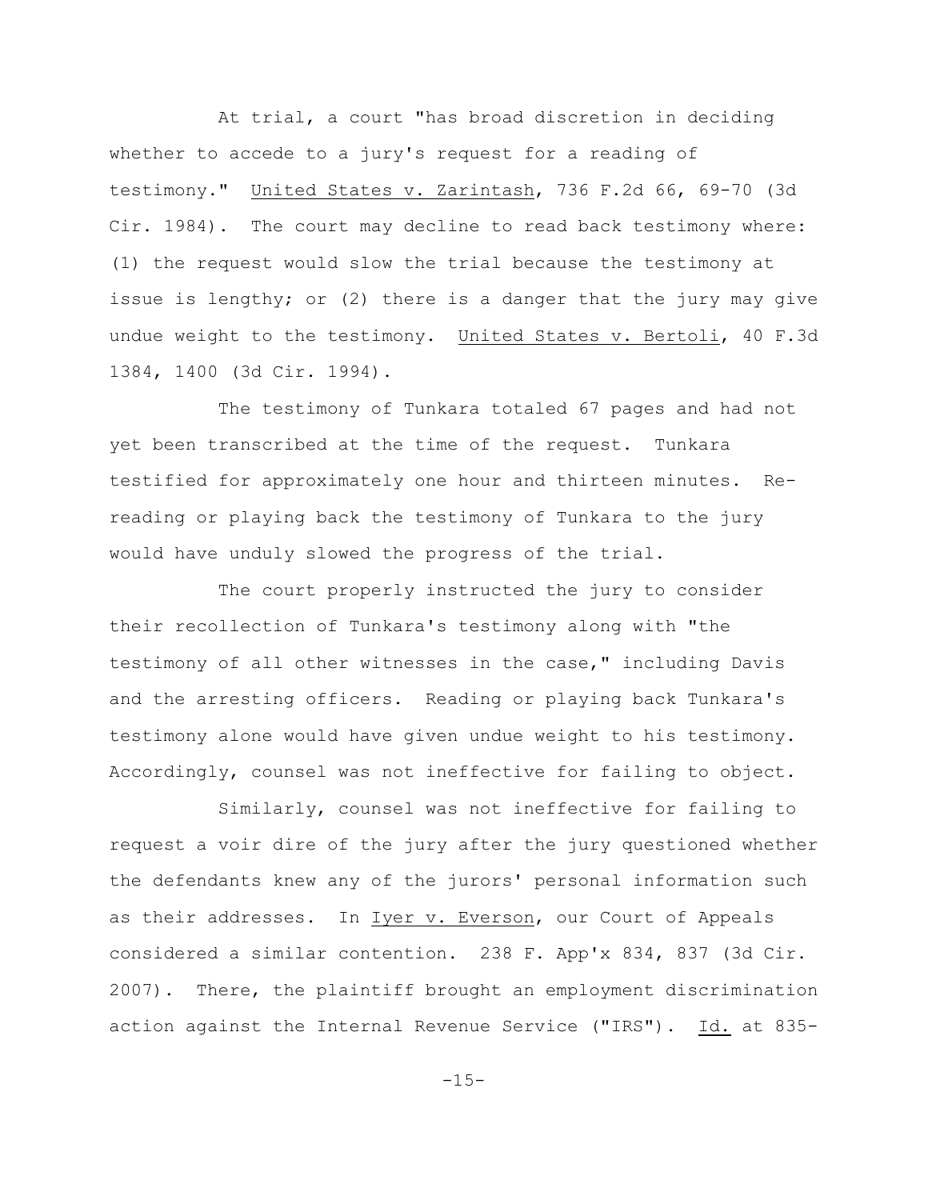At trial, a court "has broad discretion in deciding whether to accede to a jury's request for a reading of testimony." United States v. Zarintash, 736 F.2d 66, 69-70 (3d Cir. 1984). The court may decline to read back testimony where: (1) the request would slow the trial because the testimony at issue is lengthy; or (2) there is a danger that the jury may give undue weight to the testimony. United States v. Bertoli, 40 F.3d 1384, 1400 (3d Cir. 1994).

The testimony of Tunkara totaled 67 pages and had not yet been transcribed at the time of the request. Tunkara testified for approximately one hour and thirteen minutes. Re-reading or playing back the testimony of Tunkara to the jury would have unduly slowed the progress of the trial.

The court properly instructed the jury to consider their recollection of Tunkara's testimony along with "the testimony of all other witnesses in the case," including Davis and the arresting officers. Reading or playing back Tunkara's testimony alone would have given undue weight to his testimony. Accordingly, counsel was not ineffective for failing to object.

Similarly, counsel was not ineffective for failing to request a voir dire of the jury after the jury questioned whether the defendants knew any of the jurors' personal information such as their addresses. In Iyer v. Everson, our Court of Appeals considered a similar contention. 238 F. App'x 834, 837 (3d Cir. 2007). There, the plaintiff brought an employment discrimination action against the Internal Revenue Service ("IRS"). Id. at 835-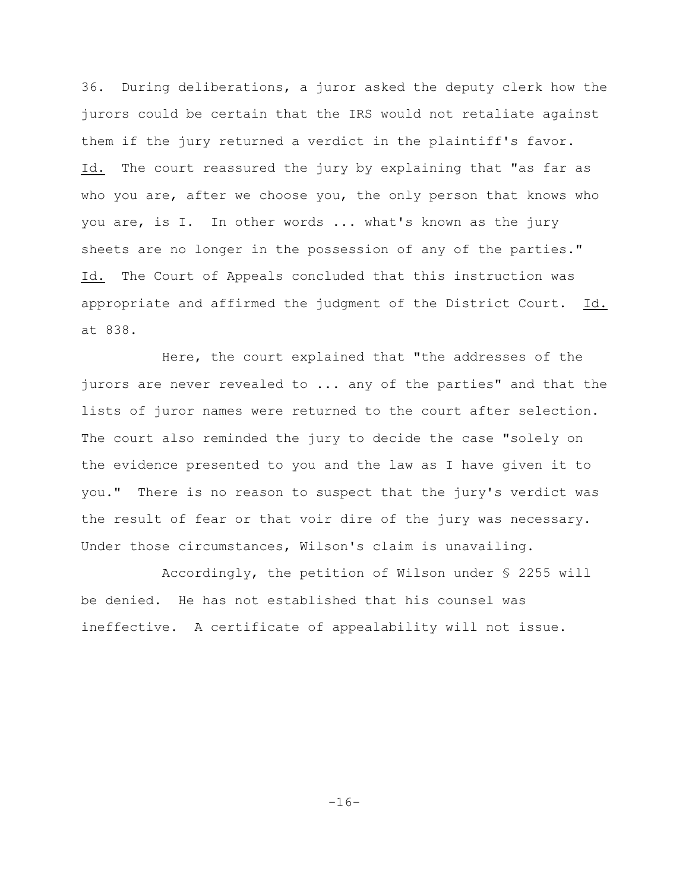36. During deliberations, a juror asked the deputy clerk how the jurors could be certain that the IRS would not retaliate against them if the jury returned a verdict in the plaintiff's favor. Id. The court reassured the jury by explaining that "as far as who you are, after we choose you, the only person that knows who you are, is I. In other words ... what's known as the jury sheets are no longer in the possession of any of the parties." Id. The Court of Appeals concluded that this instruction was appropriate and affirmed the judgment of the District Court. Id. at 838.

Here, the court explained that "the addresses of the jurors are never revealed to ... any of the parties" and that the lists of juror names were returned to the court after selection. The court also reminded the jury to decide the case "solely on the evidence presented to you and the law as I have given it to you." There is no reason to suspect that the jury's verdict was the result of fear or that voir dire of the jury was necessary. Under those circumstances, Wilson's claim is unavailing.

Accordingly, the petition of Wilson under § 2255 will be denied. He has not established that his counsel was ineffective. A certificate of appealability will not issue.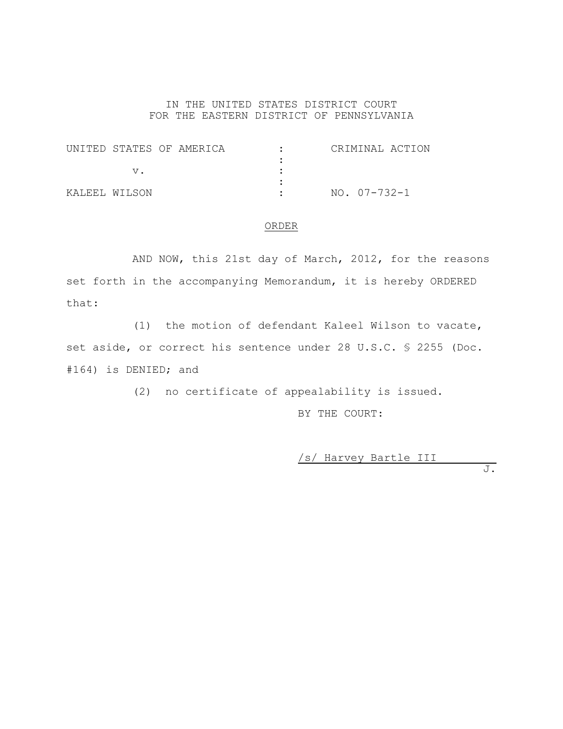IN THE UNITED STATES DISTRICT COURT
FOR THE EASTERN DISTRICT OF PENNSYLVANIA

| | | |
|---|---|---|
| UNITED STATES OF AMERICA | : | CRIMINAL ACTION |
| | : | |
| v. | : | |
| | : | |
| KALEEL WILSON | : | NO. 07-732-1 |

ORDER

AND NOW, this 21st day of March, 2012, for the reasons set forth in the accompanying Memorandum, it is hereby ORDERED that:

(1) the motion of defendant Kaleel Wilson to vacate, set aside, or correct his sentence under 28 U.S.C. § 2255 (Doc. #164) is DENIED; and

(2) no certificate of appealability is issued.

BY THE COURT:

/s/ Harvey Bartle III
J.